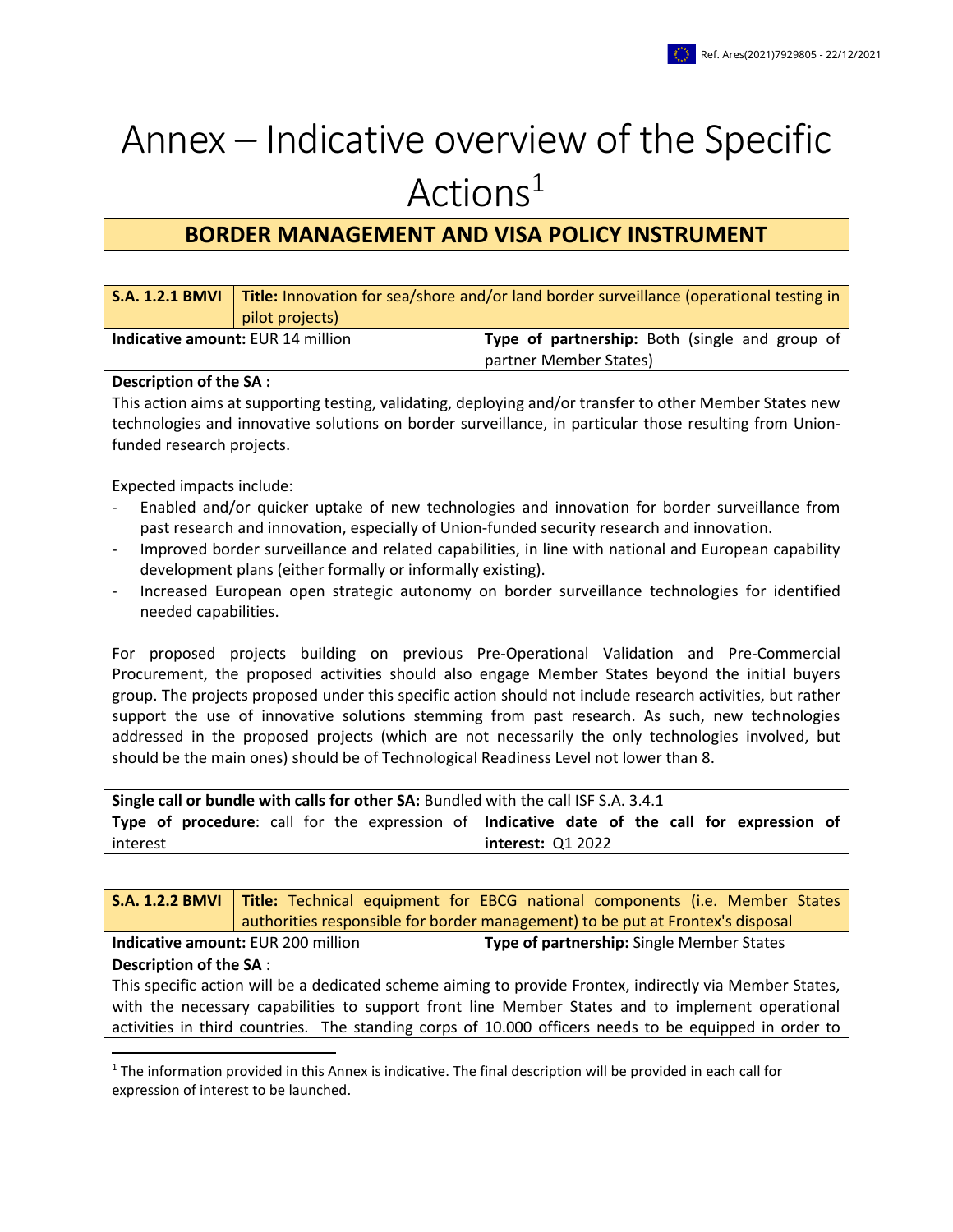# Annex – Indicative overview of the Specific Actions[1]

## BORDER MANAGEMENT AND VISA POLICY INSTRUMENT

| **S.A. 1.2.1 BMVI** | **Title:** Innovation for sea/shore and/or land border surveillance (operational testing in pilot projects) |
|---|---|
| **Indicative amount:** EUR 14 million | **Type of partnership:** Both (single and group of partner Member States) |

**Description of the SA :**

This action aims at supporting testing, validating, deploying and/or transfer to other Member States new technologies and innovative solutions on border surveillance, in particular those resulting from Union-funded research projects.

Expected impacts include:

- Enabled and/or quicker uptake of new technologies and innovation for border surveillance from past research and innovation, especially of Union-funded security research and innovation.
- Improved border surveillance and related capabilities, in line with national and European capability development plans (either formally or informally existing).
- Increased European open strategic autonomy on border surveillance technologies for identified needed capabilities.

For proposed projects building on previous Pre-Operational Validation and Pre-Commercial Procurement, the proposed activities should also engage Member States beyond the initial buyers group. The projects proposed under this specific action should not include research activities, but rather support the use of innovative solutions stemming from past research. As such, new technologies addressed in the proposed projects (which are not necessarily the only technologies involved, but should be the main ones) should be of Technological Readiness Level not lower than 8.

| **Single call or bundle with calls for other SA:** Bundled with the call ISF S.A. 3.4.1 | |
|---|---|
| **Type of procedure**: call for the expression of interest | **Indicative date of the call for expression of interest:** Q1 2022 |

| **S.A. 1.2.2 BMVI** | **Title:** Technical equipment for EBCG national components (i.e. Member States authorities responsible for border management) to be put at Frontex's disposal |
|---|---|
| **Indicative amount:** EUR 200 million | **Type of partnership:** Single Member States |

**Description of the SA** :

This specific action will be a dedicated scheme aiming to provide Frontex, indirectly via Member States, with the necessary capabilities to support front line Member States and to implement operational activities in third countries. The standing corps of 10.000 officers needs to be equipped in order to

[1] The information provided in this Annex is indicative. The final description will be provided in each call for expression of interest to be launched.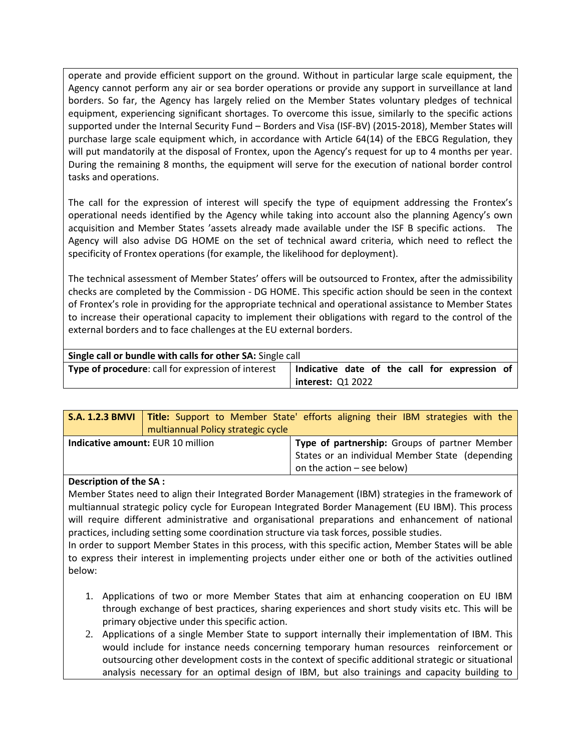operate and provide efficient support on the ground. Without in particular large scale equipment, the Agency cannot perform any air or sea border operations or provide any support in surveillance at land borders. So far, the Agency has largely relied on the Member States voluntary pledges of technical equipment, experiencing significant shortages. To overcome this issue, similarly to the specific actions supported under the Internal Security Fund – Borders and Visa (ISF-BV) (2015-2018), Member States will purchase large scale equipment which, in accordance with Article 64(14) of the EBCG Regulation, they will put mandatorily at the disposal of Frontex, upon the Agency's request for up to 4 months per year. During the remaining 8 months, the equipment will serve for the execution of national border control tasks and operations.

The call for the expression of interest will specify the type of equipment addressing the Frontex's operational needs identified by the Agency while taking into account also the planning Agency's own acquisition and Member States 'assets already made available under the ISF B specific actions. The Agency will also advise DG HOME on the set of technical award criteria, which need to reflect the specificity of Frontex operations (for example, the likelihood for deployment).

The technical assessment of Member States' offers will be outsourced to Frontex, after the admissibility checks are completed by the Commission - DG HOME. This specific action should be seen in the context of Frontex's role in providing for the appropriate technical and operational assistance to Member States to increase their operational capacity to implement their obligations with regard to the control of the external borders and to face challenges at the EU external borders.

| **Single call or bundle with calls for other SA:** Single call | |
|---|---|
| **Type of procedure**: call for expression of interest | **Indicative date of the call for expression of interest:** Q1 2022 |

| **S.A. 1.2.3 BMVI** | **Title:** Support to Member State' efforts aligning their IBM strategies with the multiannual Policy strategic cycle |
|---|---|
| **Indicative amount:** EUR 10 million | **Type of partnership:** Groups of partner Member States or an individual Member State (depending on the action – see below) |

**Description of the SA :**

Member States need to align their Integrated Border Management (IBM) strategies in the framework of multiannual strategic policy cycle for European Integrated Border Management (EU IBM). This process will require different administrative and organisational preparations and enhancement of national practices, including setting some coordination structure via task forces, possible studies.

In order to support Member States in this process, with this specific action, Member States will be able to express their interest in implementing projects under either one or both of the activities outlined below:

1. Applications of two or more Member States that aim at enhancing cooperation on EU IBM through exchange of best practices, sharing experiences and short study visits etc. This will be primary objective under this specific action.
2. Applications of a single Member State to support internally their implementation of IBM. This would include for instance needs concerning temporary human resources reinforcement or outsourcing other development costs in the context of specific additional strategic or situational analysis necessary for an optimal design of IBM, but also trainings and capacity building to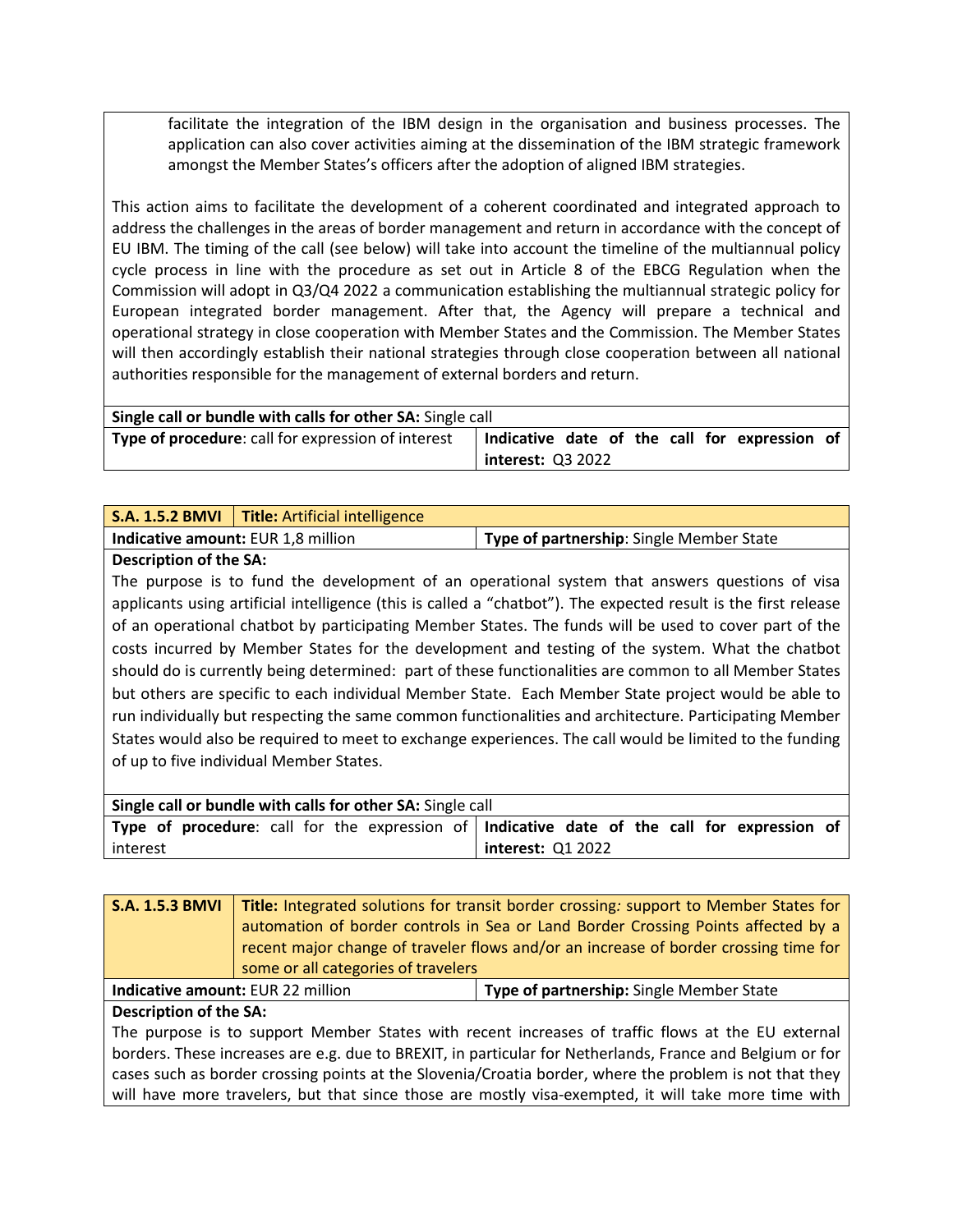facilitate the integration of the IBM design in the organisation and business processes. The application can also cover activities aiming at the dissemination of the IBM strategic framework amongst the Member States's officers after the adoption of aligned IBM strategies.

This action aims to facilitate the development of a coherent coordinated and integrated approach to address the challenges in the areas of border management and return in accordance with the concept of EU IBM. The timing of the call (see below) will take into account the timeline of the multiannual policy cycle process in line with the procedure as set out in Article 8 of the EBCG Regulation when the Commission will adopt in Q3/Q4 2022 a communication establishing the multiannual strategic policy for European integrated border management. After that, the Agency will prepare a technical and operational strategy in close cooperation with Member States and the Commission. The Member States will then accordingly establish their national strategies through close cooperation between all national authorities responsible for the management of external borders and return.

| **Single call or bundle with calls for other SA:** Single call | |
|---|---|
| **Type of procedure**: call for expression of interest | **Indicative date of the call for expression of interest:** Q3 2022 |

| **S.A. 1.5.2 BMVI** | **Title:** Artificial intelligence |
|---|---|
| **Indicative amount:** EUR 1,8 million | **Type of partnership**: Single Member State |

**Description of the SA:**

The purpose is to fund the development of an operational system that answers questions of visa applicants using artificial intelligence (this is called a "chatbot"). The expected result is the first release of an operational chatbot by participating Member States. The funds will be used to cover part of the costs incurred by Member States for the development and testing of the system. What the chatbot should do is currently being determined: part of these functionalities are common to all Member States but others are specific to each individual Member State. Each Member State project would be able to run individually but respecting the same common functionalities and architecture. Participating Member States would also be required to meet to exchange experiences. The call would be limited to the funding of up to five individual Member States.

| **Single call or bundle with calls for other SA:** Single call | |
|---|---|
| **Type of procedure**: call for the expression of interest | **Indicative date of the call for expression of interest:** Q1 2022 |

| **S.A. 1.5.3 BMVI** | **Title:** Integrated solutions for transit border crossing*:* support to Member States for automation of border controls in Sea or Land Border Crossing Points affected by a recent major change of traveler flows and/or an increase of border crossing time for some or all categories of travelers |
|---|---|
| **Indicative amount:** EUR 22 million | **Type of partnership:** Single Member State |

**Description of the SA:**

The purpose is to support Member States with recent increases of traffic flows at the EU external borders. These increases are e.g. due to BREXIT, in particular for Netherlands, France and Belgium or for cases such as border crossing points at the Slovenia/Croatia border, where the problem is not that they will have more travelers, but that since those are mostly visa-exempted, it will take more time with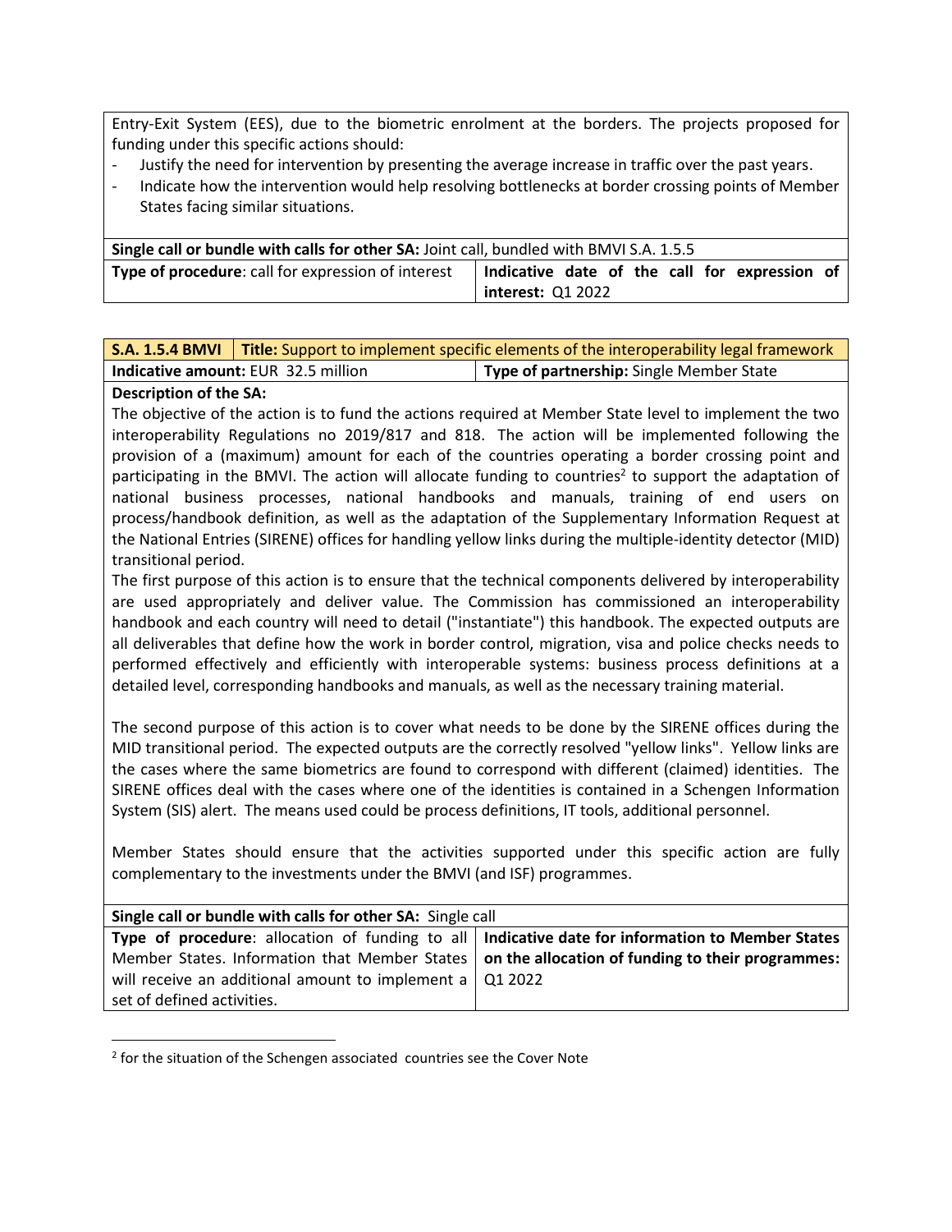Entry-Exit System (EES), due to the biometric enrolment at the borders. The projects proposed for funding under this specific actions should:

- Justify the need for intervention by presenting the average increase in traffic over the past years.
- Indicate how the intervention would help resolving bottlenecks at border crossing points of Member States facing similar situations.

| **Single call or bundle with calls for other SA:** Joint call, bundled with BMVI S.A. 1.5.5 | |
|---|---|
| **Type of procedure**: call for expression of interest | **Indicative date of the call for expression of interest:** Q1 2022 |

| **S.A. 1.5.4 BMVI** | **Title:** Support to implement specific elements of the interoperability legal framework |
|---|---|
| **Indicative amount:** EUR 32.5 million | **Type of partnership:** Single Member State |

**Description of the SA:**

The objective of the action is to fund the actions required at Member State level to implement the two interoperability Regulations no 2019/817 and 818. The action will be implemented following the provision of a (maximum) amount for each of the countries operating a border crossing point and participating in the BMVI. The action will allocate funding to countries[2] to support the adaptation of national business processes, national handbooks and manuals, training of end users on process/handbook definition, as well as the adaptation of the Supplementary Information Request at the National Entries (SIRENE) offices for handling yellow links during the multiple-identity detector (MID) transitional period.

The first purpose of this action is to ensure that the technical components delivered by interoperability are used appropriately and deliver value. The Commission has commissioned an interoperability handbook and each country will need to detail ("instantiate") this handbook. The expected outputs are all deliverables that define how the work in border control, migration, visa and police checks needs to performed effectively and efficiently with interoperable systems: business process definitions at a detailed level, corresponding handbooks and manuals, as well as the necessary training material.

The second purpose of this action is to cover what needs to be done by the SIRENE offices during the MID transitional period. The expected outputs are the correctly resolved "yellow links". Yellow links are the cases where the same biometrics are found to correspond with different (claimed) identities. The SIRENE offices deal with the cases where one of the identities is contained in a Schengen Information System (SIS) alert. The means used could be process definitions, IT tools, additional personnel.

Member States should ensure that the activities supported under this specific action are fully complementary to the investments under the BMVI (and ISF) programmes.

| **Single call or bundle with calls for other SA:** Single call | |
|---|---|
| **Type of procedure**: allocation of funding to all Member States. Information that Member States will receive an additional amount to implement a set of defined activities. | **Indicative date for information to Member States on the allocation of funding to their programmes:** Q1 2022 |

[2] for the situation of the Schengen associated countries see the Cover Note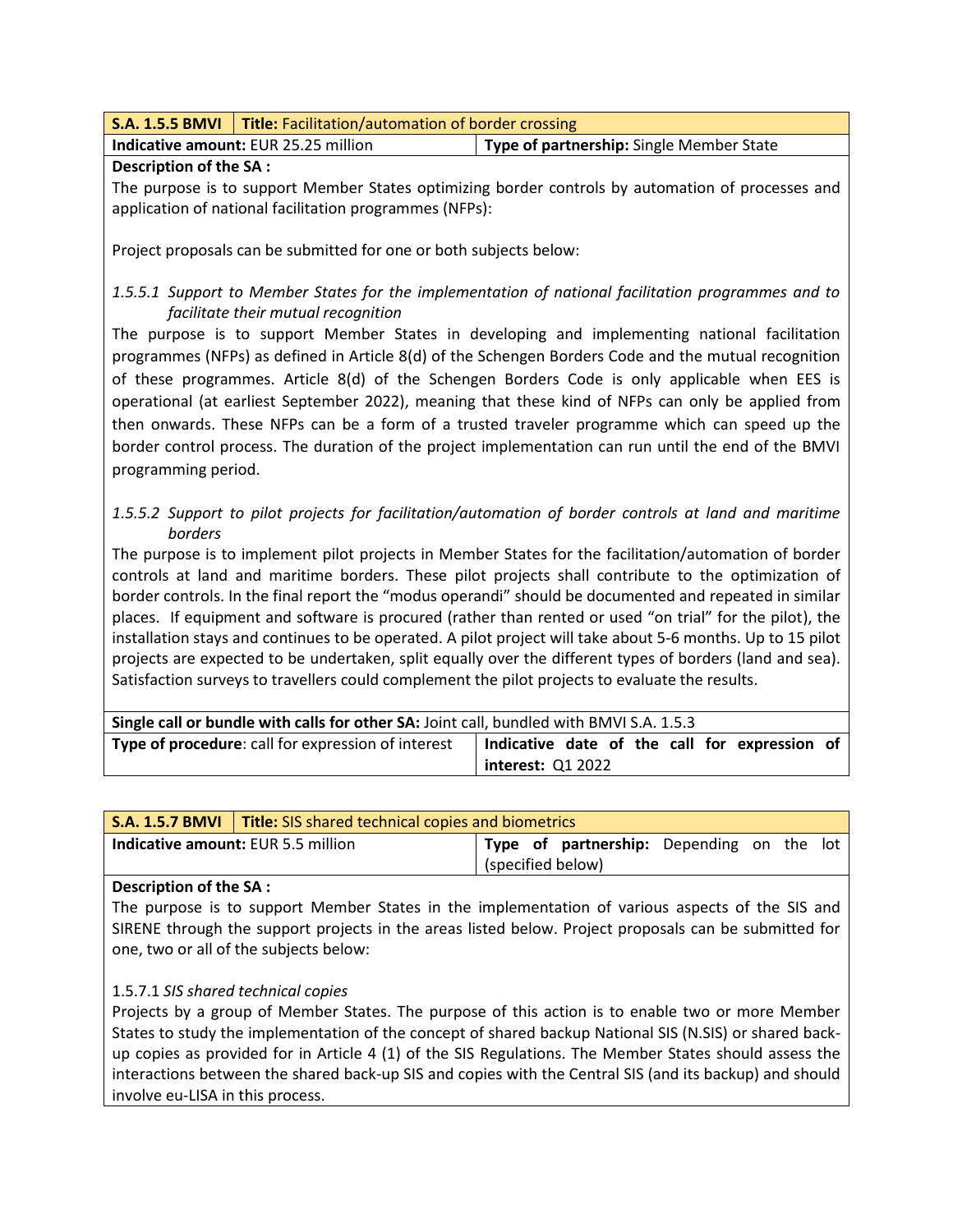| **S.A. 1.5.5 BMVI** | **Title:** Facilitation/automation of border crossing |
|---|---|
| **Indicative amount:** EUR 25.25 million | **Type of partnership:** Single Member State |

**Description of the SA :**

The purpose is to support Member States optimizing border controls by automation of processes and application of national facilitation programmes (NFPs):

Project proposals can be submitted for one or both subjects below:

*1.5.5.1 Support to Member States for the implementation of national facilitation programmes and to facilitate their mutual recognition*

The purpose is to support Member States in developing and implementing national facilitation programmes (NFPs) as defined in Article 8(d) of the Schengen Borders Code and the mutual recognition of these programmes. Article 8(d) of the Schengen Borders Code is only applicable when EES is operational (at earliest September 2022), meaning that these kind of NFPs can only be applied from then onwards. These NFPs can be a form of a trusted traveler programme which can speed up the border control process. The duration of the project implementation can run until the end of the BMVI programming period.

*1.5.5.2 Support to pilot projects for facilitation/automation of border controls at land and maritime borders*

The purpose is to implement pilot projects in Member States for the facilitation/automation of border controls at land and maritime borders. These pilot projects shall contribute to the optimization of border controls. In the final report the "modus operandi" should be documented and repeated in similar places. If equipment and software is procured (rather than rented or used "on trial" for the pilot), the installation stays and continues to be operated. A pilot project will take about 5-6 months. Up to 15 pilot projects are expected to be undertaken, split equally over the different types of borders (land and sea). Satisfaction surveys to travellers could complement the pilot projects to evaluate the results.

| **Single call or bundle with calls for other SA:** Joint call, bundled with BMVI S.A. 1.5.3 | |
|---|---|
| **Type of procedure**: call for expression of interest | **Indicative date of the call for expression of interest:** Q1 2022 |

| **S.A. 1.5.7 BMVI** | **Title:** SIS shared technical copies and biometrics |
|---|---|
| **Indicative amount:** EUR 5.5 million | **Type of partnership:** Depending on the lot (specified below) |

**Description of the SA :**

The purpose is to support Member States in the implementation of various aspects of the SIS and SIRENE through the support projects in the areas listed below. Project proposals can be submitted for one, two or all of the subjects below:

1.5.7.1 *SIS shared technical copies*

Projects by a group of Member States. The purpose of this action is to enable two or more Member States to study the implementation of the concept of shared backup National SIS (N.SIS) or shared back-up copies as provided for in Article 4 (1) of the SIS Regulations. The Member States should assess the interactions between the shared back-up SIS and copies with the Central SIS (and its backup) and should involve eu-LISA in this process.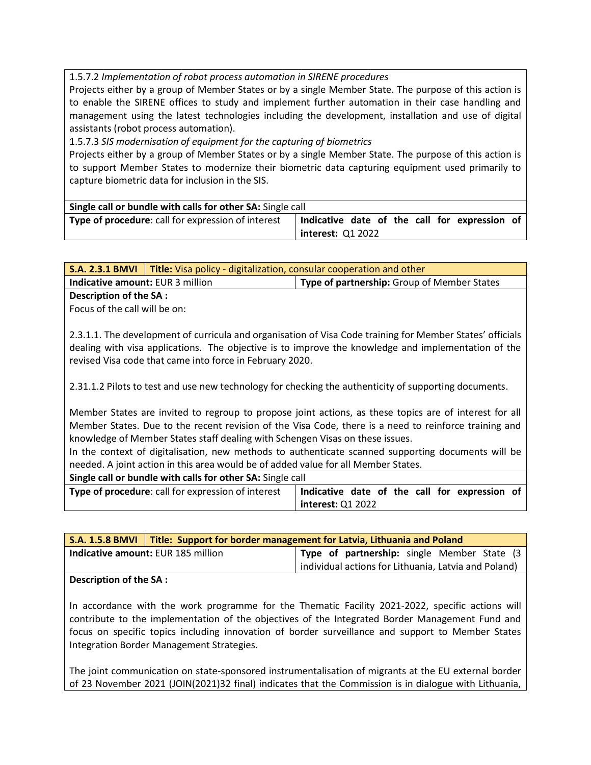1.5.7.2 *Implementation of robot process automation in SIRENE procedures*

Projects either by a group of Member States or by a single Member State. The purpose of this action is to enable the SIRENE offices to study and implement further automation in their case handling and management using the latest technologies including the development, installation and use of digital assistants (robot process automation).

1.5.7.3 *SIS modernisation of equipment for the capturing of biometrics*

Projects either by a group of Member States or by a single Member State. The purpose of this action is to support Member States to modernize their biometric data capturing equipment used primarily to capture biometric data for inclusion in the SIS.

| **Single call or bundle with calls for other SA:** Single call | |
|---|---|
| **Type of procedure**: call for expression of interest | **Indicative date of the call for expression of interest:** Q1 2022 |

| **S.A. 2.3.1 BMVI** | **Title:** Visa policy - digitalization, consular cooperation and other |
|---|---|
| **Indicative amount:** EUR 3 million | **Type of partnership:** Group of Member States |

**Description of the SA :**

Focus of the call will be on:

2.3.1.1. The development of curricula and organisation of Visa Code training for Member States' officials dealing with visa applications. The objective is to improve the knowledge and implementation of the revised Visa code that came into force in February 2020.

2.31.1.2 Pilots to test and use new technology for checking the authenticity of supporting documents.

Member States are invited to regroup to propose joint actions, as these topics are of interest for all Member States. Due to the recent revision of the Visa Code, there is a need to reinforce training and knowledge of Member States staff dealing with Schengen Visas on these issues.

In the context of digitalisation, new methods to authenticate scanned supporting documents will be needed. A joint action in this area would be of added value for all Member States.

| **Single call or bundle with calls for other SA:** Single call | |
|---|---|
| **Type of procedure**: call for expression of interest | **Indicative date of the call for expression of interest:** Q1 2022 |

| **S.A. 1.5.8 BMVI** | **Title: Support for border management for Latvia, Lithuania and Poland** |
|---|---|
| **Indicative amount:** EUR 185 million | **Type of partnership:** single Member State (3 individual actions for Lithuania, Latvia and Poland) |

**Description of the SA :**

In accordance with the work programme for the Thematic Facility 2021-2022, specific actions will contribute to the implementation of the objectives of the Integrated Border Management Fund and focus on specific topics including innovation of border surveillance and support to Member States Integration Border Management Strategies.

The joint communication on state-sponsored instrumentalisation of migrants at the EU external border of 23 November 2021 (JOIN(2021)32 final) indicates that the Commission is in dialogue with Lithuania,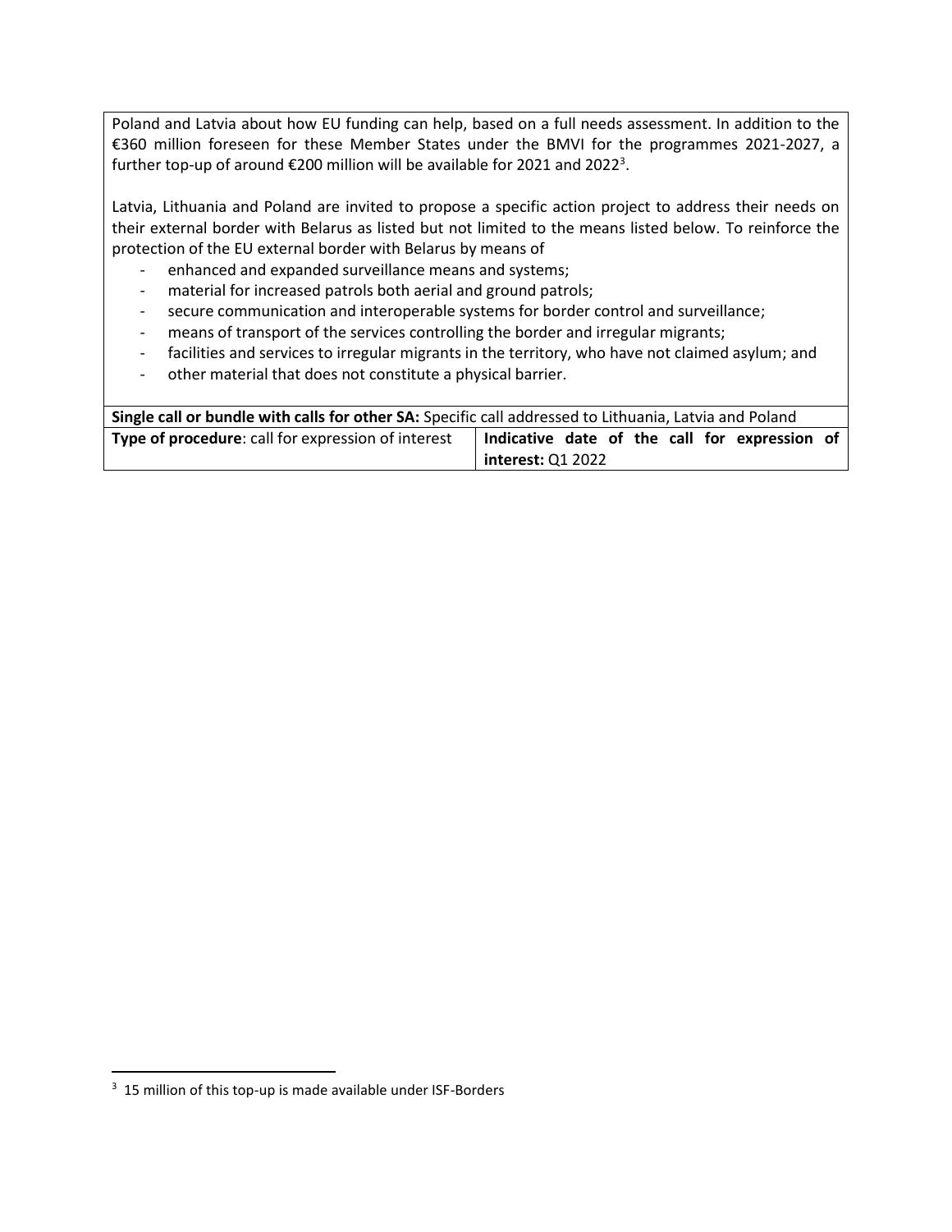Poland and Latvia about how EU funding can help, based on a full needs assessment. In addition to the €360 million foreseen for these Member States under the BMVI for the programmes 2021-2027, a further top-up of around €200 million will be available for 2021 and 2022[3].

Latvia, Lithuania and Poland are invited to propose a specific action project to address their needs on their external border with Belarus as listed but not limited to the means listed below. To reinforce the protection of the EU external border with Belarus by means of

- enhanced and expanded surveillance means and systems;
- material for increased patrols both aerial and ground patrols;
- secure communication and interoperable systems for border control and surveillance;
- means of transport of the services controlling the border and irregular migrants;
- facilities and services to irregular migrants in the territory, who have not claimed asylum; and
- other material that does not constitute a physical barrier.

| | |
|---|---|
| **Single call or bundle with calls for other SA:** Specific call addressed to Lithuania, Latvia and Poland | |
| **Type of procedure**: call for expression of interest | **Indicative date of the call for expression of interest:** Q1 2022 |

[3] 15 million of this top-up is made available under ISF-Borders